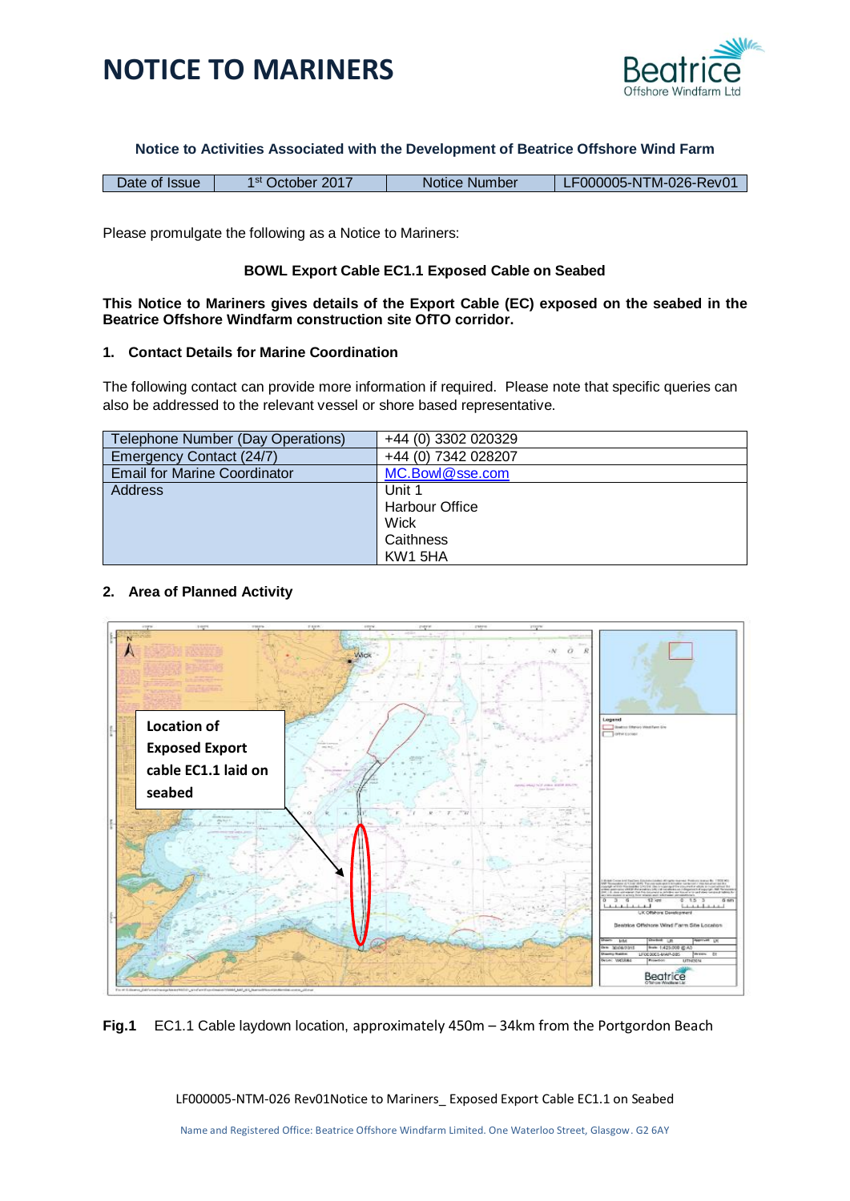# NOTICE TO MARINERS

**Notice to Activities Associated with the Development of Beatrice Offshore Wind Farm**

| Date of Issue | 1st October 2017 | Notice Number | LF000005-NTM-026-Rev01 |
|---|---|---|---|

Please promulgate the following as a Notice to Mariners:

**BOWL Export Cable EC1.1 Exposed Cable on Seabed**

**This Notice to Mariners gives details of the Export Cable (EC) exposed on the seabed in the Beatrice Offshore Windfarm construction site OfTO corridor.**

## 1. Contact Details for Marine Coordination

The following contact can provide more information if required. Please note that specific queries can also be addressed to the relevant vessel or shore based representative.

| | |
|---|---|
| Telephone Number (Day Operations) | +44 (0) 3302 020329 |
| Emergency Contact (24/7) | +44 (0) 7342 028207 |
| Email for Marine Coordinator | MC.Bowl@sse.com |
| Address | Unit 1<br>Harbour Office<br>Wick<br>Caithness<br>KW1 5HA |

## 2. Area of Planned Activity

Location of Exposed Export cable EC1.1 laid on seabed

**Fig.1** EC1.1 Cable laydown location, approximately 450m – 34km from the Portgordon Beach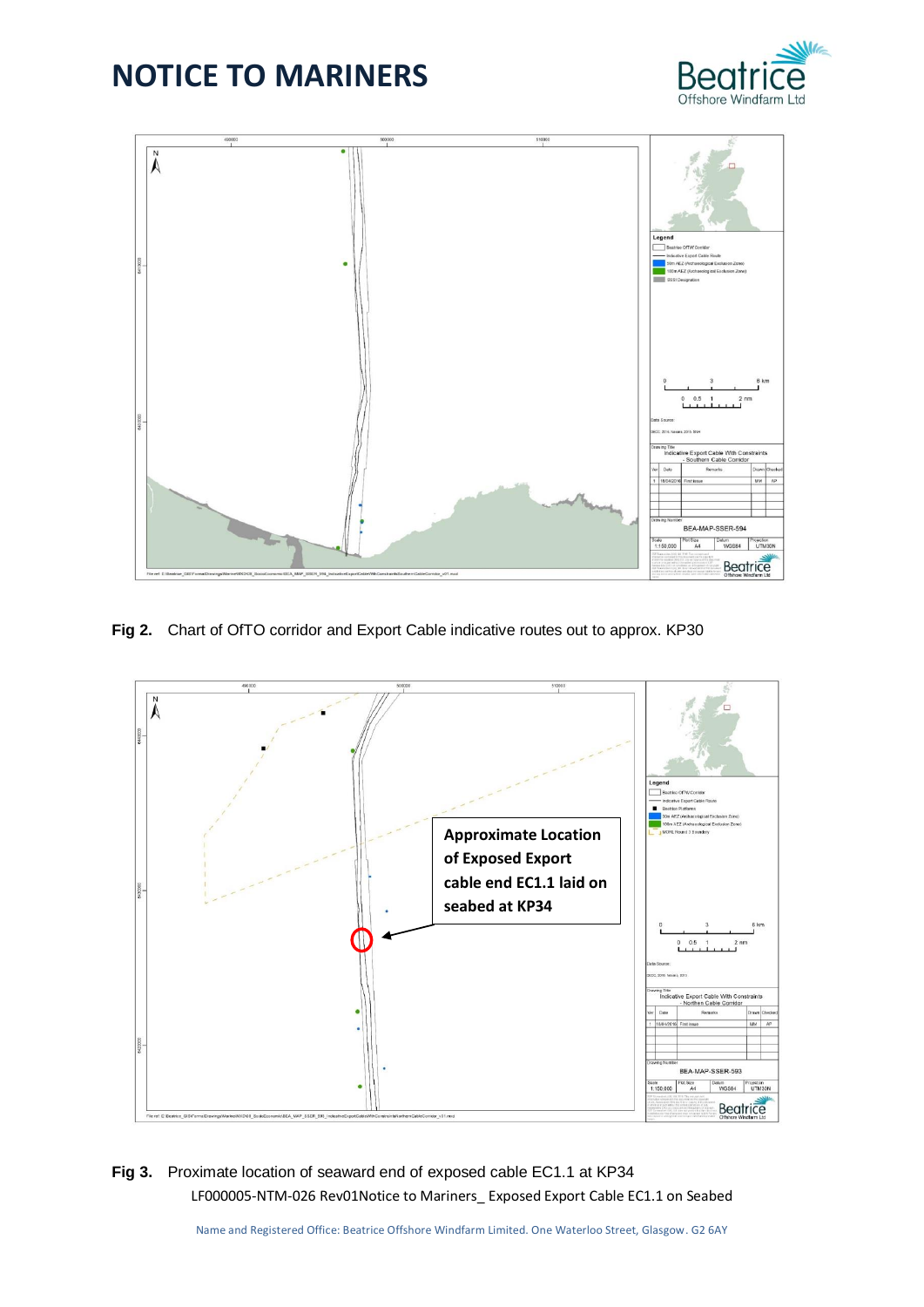# NOTICE TO MARINERS

Legend
Beatrice OfTW Corridor
Indicative Export Cable Route
30m AEZ (Archaeological Exclusion Zone)
100m AEZ (Archaeological Exclusion Zone)
SSSI Designation

Drawing Title
Indicative Export Cable With Constraints - Southern Cable Corridor

Drawing Number
BEA-MAP-SSER-594

Scale 1:150,000 | Plot Size A4 | Datum WGS84 | Projection UTM30N

**Fig 2.** Chart of OfTO corridor and Export Cable indicative routes out to approx. KP30

**Approximate Location of Exposed Export cable end EC1.1 laid on seabed at KP34**

Legend
Beatrice OfTW Corridor
Indicative Export Cable Route
Beatrice Platforms
30m AEZ (Archaeological Exclusion Zone)
100m AEZ (Archaeological Exclusion Zone)
MORL Round 3.3 boundary

Drawing Title
Indicative Export Cable With Constraints - Northern Cable Corridor

Drawing Number
BEA-MAP-SSER-593

Scale 1:150,000 | Plot Size A4 | Datum WGS84 | Projection UTM30N

**Fig 3.** Proximate location of seaward end of exposed cable EC1.1 at KP34

LF000005-NTM-026 Rev01Notice to Mariners_ Exposed Export Cable EC1.1 on Seabed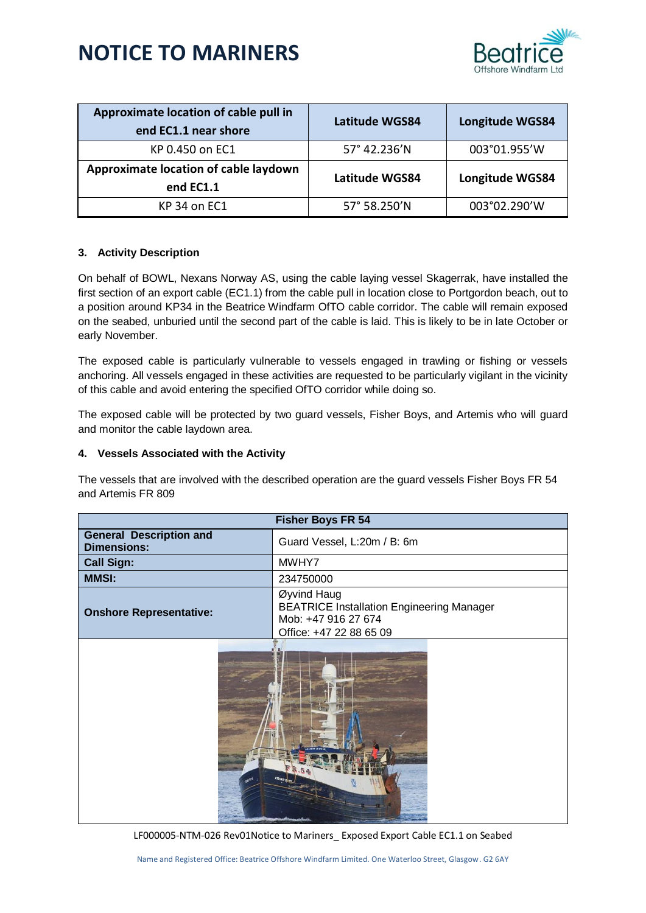# NOTICE TO MARINERS

| Approximate location of cable pull in end EC1.1 near shore | Latitude WGS84 | Longitude WGS84 |
|---|---|---|
| KP 0.450 on EC1 | 57° 42.236'N | 003°01.955'W |
| **Approximate location of cable laydown end EC1.1** | **Latitude WGS84** | **Longitude WGS84** |
| KP 34 on EC1 | 57° 58.250'N | 003°02.290'W |

### 3. Activity Description

On behalf of BOWL, Nexans Norway AS, using the cable laying vessel Skagerrak, have installed the first section of an export cable (EC1.1) from the cable pull in location close to Portgordon beach, out to a position around KP34 in the Beatrice Windfarm OfTO cable corridor. The cable will remain exposed on the seabed, unburied until the second part of the cable is laid. This is likely to be in late October or early November.

The exposed cable is particularly vulnerable to vessels engaged in trawling or fishing or vessels anchoring. All vessels engaged in these activities are requested to be particularly vigilant in the vicinity of this cable and avoid entering the specified OfTO corridor while doing so.

The exposed cable will be protected by two guard vessels, Fisher Boys, and Artemis who will guard and monitor the cable laydown area.

### 4. Vessels Associated with the Activity

The vessels that are involved with the described operation are the guard vessels Fisher Boys FR 54 and Artemis FR 809

| Fisher Boys FR 54 | |
|---|---|
| **General Description and Dimensions:** | Guard Vessel, L:20m / B: 6m |
| **Call Sign:** | MWHY7 |
| **MMSI:** | 234750000 |
| **Onshore Representative:** | Øyvind Haug<br>BEATRICE Installation Engineering Manager<br>Mob: +47 916 27 674<br>Office: +47 22 88 65 09 |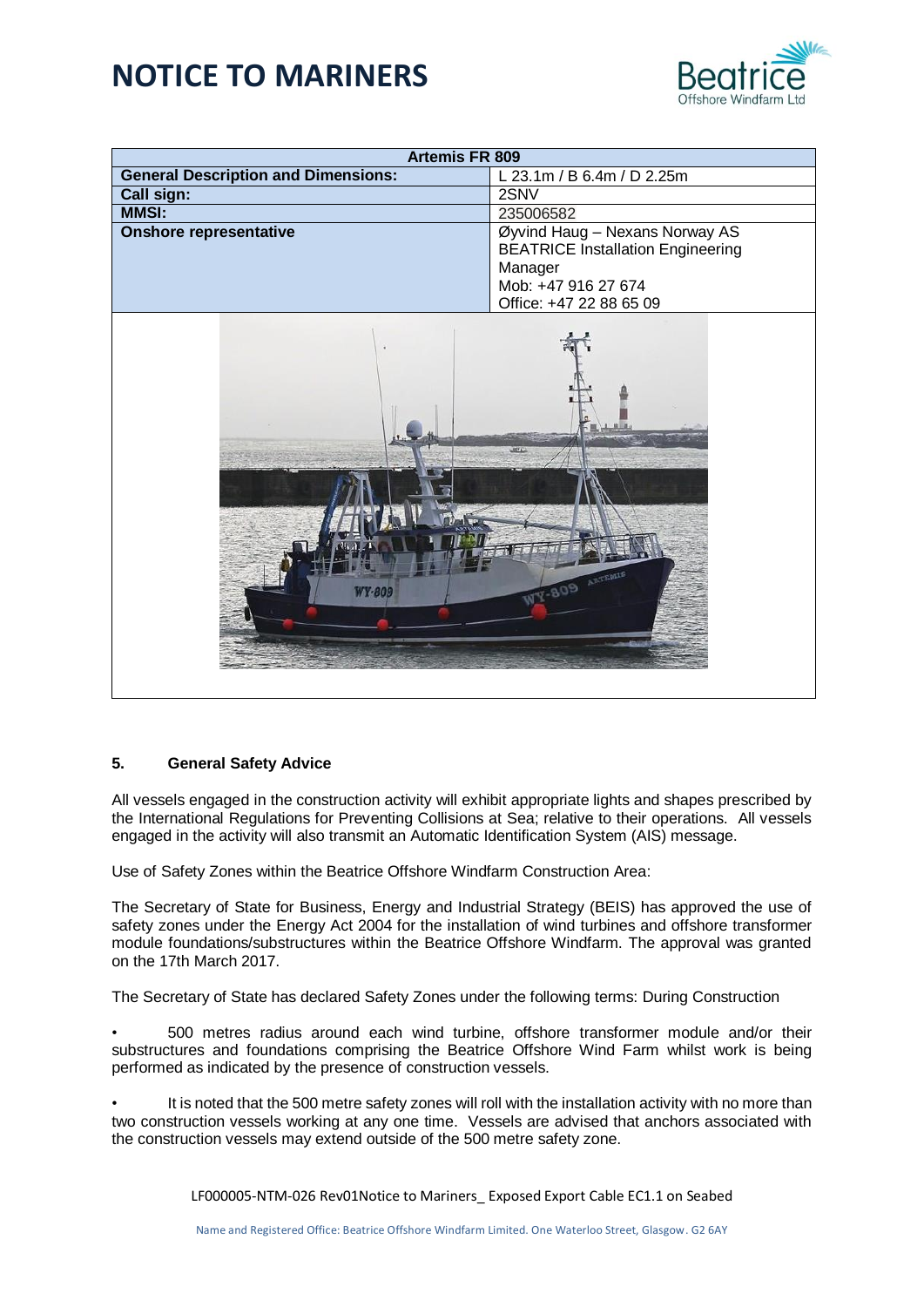# NOTICE TO MARINERS

| Artemis FR 809 | |
|---|---|
| **General Description and Dimensions:** | L 23.1m / B 6.4m / D 2.25m |
| **Call sign:** | 2SNV |
| **MMSI:** | 235006582 |
| **Onshore representative** | Øyvind Haug – Nexans Norway AS<br>BEATRICE Installation Engineering Manager<br>Mob: +47 916 27 674<br>Office: +47 22 88 65 09 |

## 5. General Safety Advice

All vessels engaged in the construction activity will exhibit appropriate lights and shapes prescribed by the International Regulations for Preventing Collisions at Sea; relative to their operations. All vessels engaged in the activity will also transmit an Automatic Identification System (AIS) message.

Use of Safety Zones within the Beatrice Offshore Windfarm Construction Area:

The Secretary of State for Business, Energy and Industrial Strategy (BEIS) has approved the use of safety zones under the Energy Act 2004 for the installation of wind turbines and offshore transformer module foundations/substructures within the Beatrice Offshore Windfarm. The approval was granted on the 17th March 2017.

The Secretary of State has declared Safety Zones under the following terms: During Construction

- 500 metres radius around each wind turbine, offshore transformer module and/or their substructures and foundations comprising the Beatrice Offshore Wind Farm whilst work is being performed as indicated by the presence of construction vessels.
- It is noted that the 500 metre safety zones will roll with the installation activity with no more than two construction vessels working at any one time. Vessels are advised that anchors associated with the construction vessels may extend outside of the 500 metre safety zone.

LF000005-NTM-026 Rev01Notice to Mariners_ Exposed Export Cable EC1.1 on Seabed

Name and Registered Office: Beatrice Offshore Windfarm Limited. One Waterloo Street, Glasgow. G2 6AY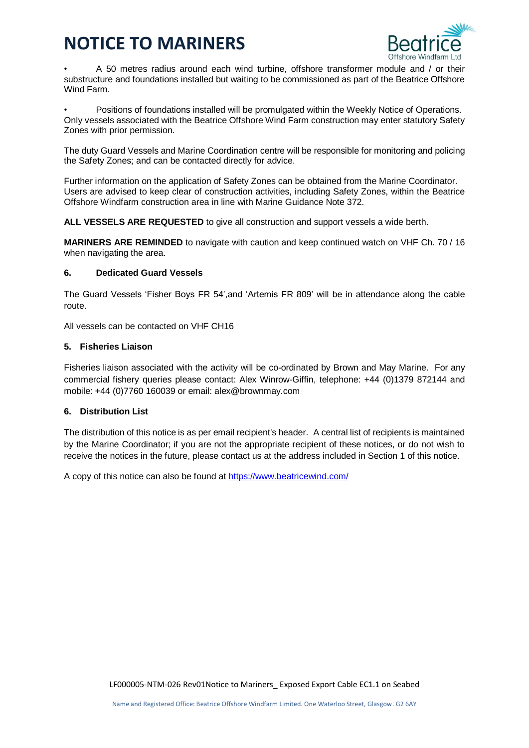- A 50 metres radius around each wind turbine, offshore transformer module and / or their substructure and foundations installed but waiting to be commissioned as part of the Beatrice Offshore Wind Farm.

- Positions of foundations installed will be promulgated within the Weekly Notice of Operations. Only vessels associated with the Beatrice Offshore Wind Farm construction may enter statutory Safety Zones with prior permission.

The duty Guard Vessels and Marine Coordination centre will be responsible for monitoring and policing the Safety Zones; and can be contacted directly for advice.

Further information on the application of Safety Zones can be obtained from the Marine Coordinator. Users are advised to keep clear of construction activities, including Safety Zones, within the Beatrice Offshore Windfarm construction area in line with Marine Guidance Note 372.

**ALL VESSELS ARE REQUESTED** to give all construction and support vessels a wide berth.

**MARINERS ARE REMINDED** to navigate with caution and keep continued watch on VHF Ch. 70 / 16 when navigating the area.

#### 6. Dedicated Guard Vessels

The Guard Vessels 'Fisher Boys FR 54',and 'Artemis FR 809' will be in attendance along the cable route.

All vessels can be contacted on VHF CH16

#### 5. Fisheries Liaison

Fisheries liaison associated with the activity will be co-ordinated by Brown and May Marine. For any commercial fishery queries please contact: Alex Winrow-Giffin, telephone: +44 (0)1379 872144 and mobile: +44 (0)7760 160039 or email: alex@brownmay.com

#### 6. Distribution List

The distribution of this notice is as per email recipient's header. A central list of recipients is maintained by the Marine Coordinator; if you are not the appropriate recipient of these notices, or do not wish to receive the notices in the future, please contact us at the address included in Section 1 of this notice.

A copy of this notice can also be found at [https://www.beatricewind.com/](https://www.beatricewind.com/)